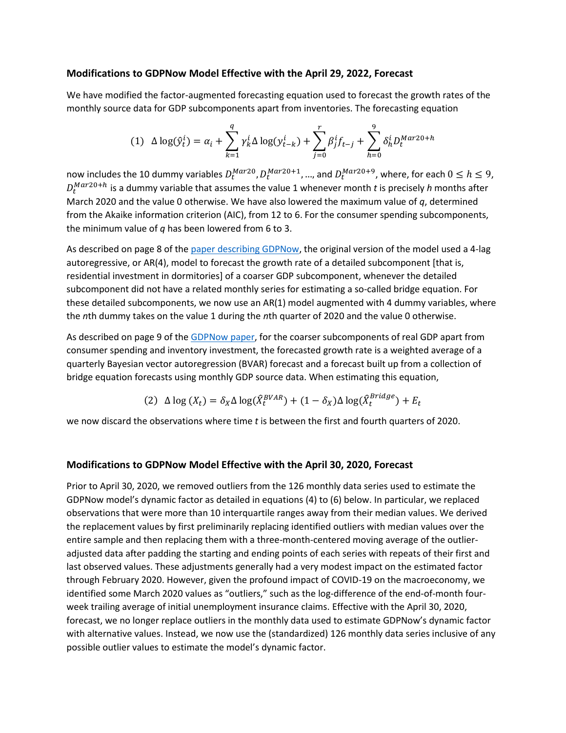### Modifications to GDPNow Model Effective with the April 29, 2022, Forecast

We have modified the factor-augmented forecasting equation used to forecast the growth rates of the monthly source data for GDP subcomponents apart from inventories. The forecasting equation

$$(1)\quad \Delta\log(\hat{y}_t^i) = \alpha_i + \sum_{k=1}^{q} \gamma_k^i \Delta\log(y_{t-k}^i) + \sum_{j=0}^{r} \beta_j^i f_{t-j} + \sum_{h=0}^{9} \delta_h^i D_t^{Mar20+h}$$

now includes the 10 dummy variables $D_t^{Mar20}, D_t^{Mar20+1}, \ldots,$ and $D_t^{Mar20+9}$, where, for each $0 \leq h \leq 9$, $D_t^{Mar20+h}$ is a dummy variable that assumes the value 1 whenever month $t$ is precisely $h$ months after March 2020 and the value 0 otherwise. We have also lowered the maximum value of $q$, determined from the Akaike information criterion (AIC), from 12 to 6. For the consumer spending subcomponents, the minimum value of $q$ has been lowered from 6 to 3.

As described on page 8 of the paper describing GDPNow, the original version of the model used a 4-lag autoregressive, or AR(4), model to forecast the growth rate of a detailed subcomponent [that is, residential investment in dormitories] of a coarser GDP subcomponent, whenever the detailed subcomponent did not have a related monthly series for estimating a so-called bridge equation. For these detailed subcomponents, we now use an AR(1) model augmented with 4 dummy variables, where the *n*th dummy takes on the value 1 during the *n*th quarter of 2020 and the value 0 otherwise.

As described on page 9 of the GDPNow paper, for the coarser subcomponents of real GDP apart from consumer spending and inventory investment, the forecasted growth rate is a weighted average of a quarterly Bayesian vector autoregression (BVAR) forecast and a forecast built up from a collection of bridge equation forecasts using monthly GDP source data. When estimating this equation,

$$(2)\quad \Delta\log(X_t) = \delta_X \Delta\log(\hat{X}_t^{BVAR}) + (1-\delta_X)\Delta\log(\hat{X}_t^{Bridge}) + E_t$$

we now discard the observations where time $t$ is between the first and fourth quarters of 2020.

### Modifications to GDPNow Model Effective with the April 30, 2020, Forecast

Prior to April 30, 2020, we removed outliers from the 126 monthly data series used to estimate the GDPNow model's dynamic factor as detailed in equations (4) to (6) below. In particular, we replaced observations that were more than 10 interquartile ranges away from their median values. We derived the replacement values by first preliminarily replacing identified outliers with median values over the entire sample and then replacing them with a three-month-centered moving average of the outlier-adjusted data after padding the starting and ending points of each series with repeats of their first and last observed values. These adjustments generally had a very modest impact on the estimated factor through February 2020. However, given the profound impact of COVID-19 on the macroeconomy, we identified some March 2020 values as "outliers," such as the log-difference of the end-of-month four-week trailing average of initial unemployment insurance claims. Effective with the April 30, 2020, forecast, we no longer replace outliers in the monthly data used to estimate GDPNow's dynamic factor with alternative values. Instead, we now use the (standardized) 126 monthly data series inclusive of any possible outlier values to estimate the model's dynamic factor.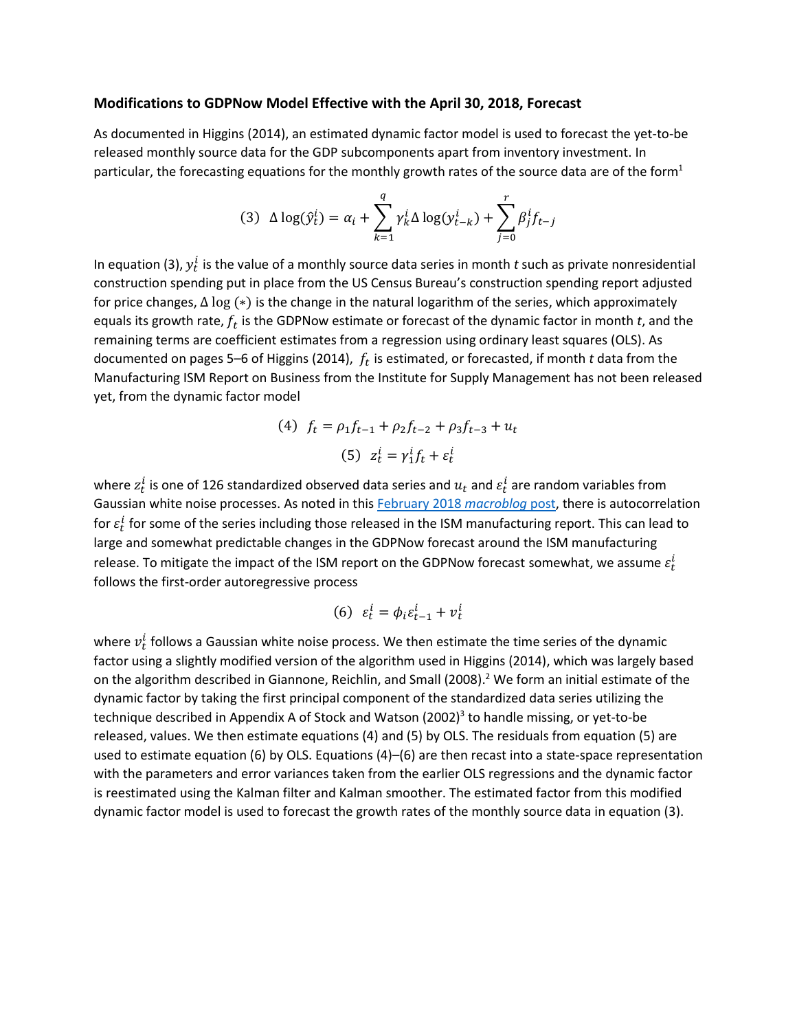### Modifications to GDPNow Model Effective with the April 30, 2018, Forecast

As documented in Higgins (2014), an estimated dynamic factor model is used to forecast the yet-to-be released monthly source data for the GDP subcomponents apart from inventory investment. In particular, the forecasting equations for the monthly growth rates of the source data are of the form[1]

$$(3)\quad \Delta \log(\hat{y}_t^i) = \alpha_i + \sum_{k=1}^{q} \gamma_k^i \Delta \log(y_{t-k}^i) + \sum_{j=0}^{r} \beta_j^i f_{t-j}$$

In equation (3), $y_t^i$ is the value of a monthly source data series in month *t* such as private nonresidential construction spending put in place from the US Census Bureau's construction spending report adjusted for price changes, $\Delta \log(*)$ is the change in the natural logarithm of the series, which approximately equals its growth rate, $f_t$ is the GDPNow estimate or forecast of the dynamic factor in month *t*, and the remaining terms are coefficient estimates from a regression using ordinary least squares (OLS). As documented on pages 5–6 of Higgins (2014), $f_t$ is estimated, or forecasted, if month *t* data from the Manufacturing ISM Report on Business from the Institute for Supply Management has not been released yet, from the dynamic factor model

$$(4)\quad f_t = \rho_1 f_{t-1} + \rho_2 f_{t-2} + \rho_3 f_{t-3} + u_t$$

$$(5)\quad z_t^i = \gamma_1^i f_t + \varepsilon_t^i$$

where $z_t^i$ is one of 126 standardized observed data series and $u_t$ and $\varepsilon_t^i$ are random variables from Gaussian white noise processes. As noted in this February 2018 *macroblog* post, there is autocorrelation for $\varepsilon_t^i$ for some of the series including those released in the ISM manufacturing report. This can lead to large and somewhat predictable changes in the GDPNow forecast around the ISM manufacturing release. To mitigate the impact of the ISM report on the GDPNow forecast somewhat, we assume $\varepsilon_t^i$ follows the first-order autoregressive process

$$(6)\quad \varepsilon_t^i = \phi_i \varepsilon_{t-1}^i + v_t^i$$

where $v_t^i$ follows a Gaussian white noise process. We then estimate the time series of the dynamic factor using a slightly modified version of the algorithm used in Higgins (2014), which was largely based on the algorithm described in Giannone, Reichlin, and Small (2008).[2] We form an initial estimate of the dynamic factor by taking the first principal component of the standardized data series utilizing the technique described in Appendix A of Stock and Watson (2002)[3] to handle missing, or yet-to-be released, values. We then estimate equations (4) and (5) by OLS. The residuals from equation (5) are used to estimate equation (6) by OLS. Equations (4)–(6) are then recast into a state-space representation with the parameters and error variances taken from the earlier OLS regressions and the dynamic factor is reestimated using the Kalman filter and Kalman smoother. The estimated factor from this modified dynamic factor model is used to forecast the growth rates of the monthly source data in equation (3).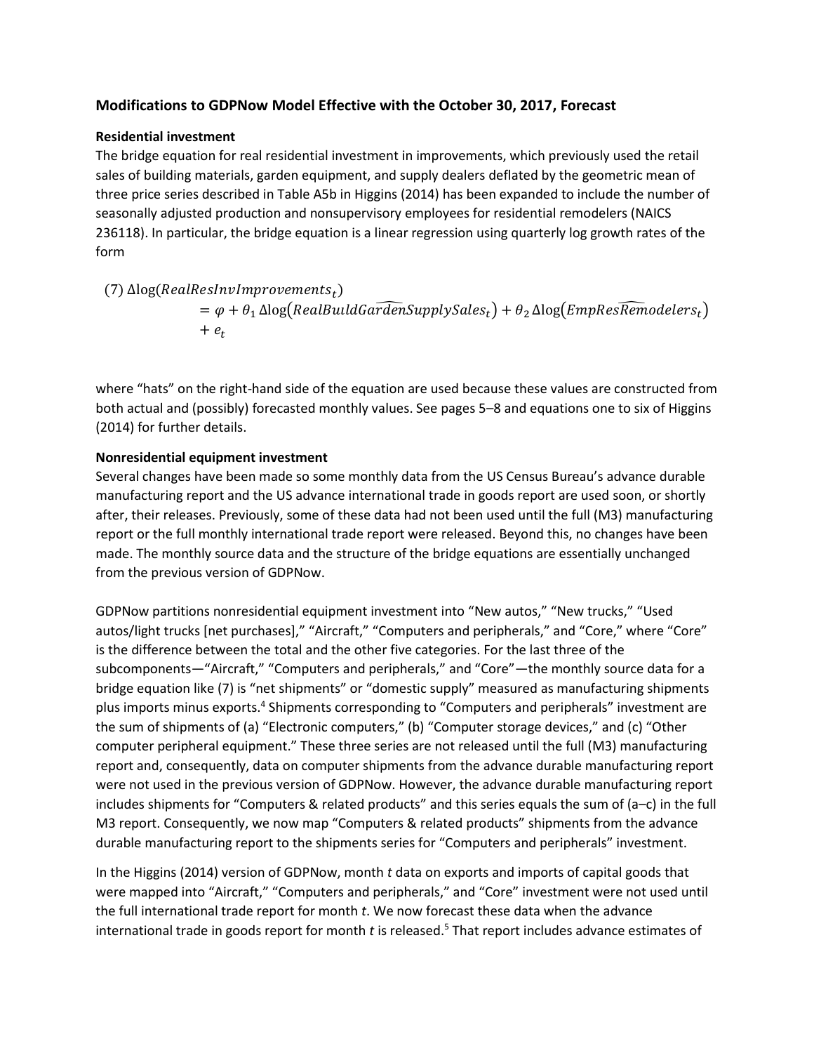## Modifications to GDPNow Model Effective with the October 30, 2017, Forecast

### Residential investment

The bridge equation for real residential investment in improvements, which previously used the retail sales of building materials, garden equipment, and supply dealers deflated by the geometric mean of three price series described in Table A5b in Higgins (2014) has been expanded to include the number of seasonally adjusted production and nonsupervisory employees for residential remodelers (NAICS 236118). In particular, the bridge equation is a linear regression using quarterly log growth rates of the form

$$
(7)\ \Delta\log(RealResInvImprovements_t) = \varphi + \theta_1 \Delta\log\left(\widehat{RealBuildGardenSupplySales_t}\right) + \theta_2 \Delta\log\left(\widehat{EmpResRemodelers_t}\right) + e_t
$$

where "hats" on the right-hand side of the equation are used because these values are constructed from both actual and (possibly) forecasted monthly values. See pages 5–8 and equations one to six of Higgins (2014) for further details.

### Nonresidential equipment investment

Several changes have been made so some monthly data from the US Census Bureau's advance durable manufacturing report and the US advance international trade in goods report are used soon, or shortly after, their releases. Previously, some of these data had not been used until the full (M3) manufacturing report or the full monthly international trade report were released. Beyond this, no changes have been made. The monthly source data and the structure of the bridge equations are essentially unchanged from the previous version of GDPNow.

GDPNow partitions nonresidential equipment investment into "New autos," "New trucks," "Used autos/light trucks [net purchases]," "Aircraft," "Computers and peripherals," and "Core," where "Core" is the difference between the total and the other five categories. For the last three of the subcomponents—"Aircraft," "Computers and peripherals," and "Core"—the monthly source data for a bridge equation like (7) is "net shipments" or "domestic supply" measured as manufacturing shipments plus imports minus exports.[4] Shipments corresponding to "Computers and peripherals" investment are the sum of shipments of (a) "Electronic computers," (b) "Computer storage devices," and (c) "Other computer peripheral equipment." These three series are not released until the full (M3) manufacturing report and, consequently, data on computer shipments from the advance durable manufacturing report were not used in the previous version of GDPNow. However, the advance durable manufacturing report includes shipments for "Computers & related products" and this series equals the sum of (a–c) in the full M3 report. Consequently, we now map "Computers & related products" shipments from the advance durable manufacturing report to the shipments series for "Computers and peripherals" investment.

In the Higgins (2014) version of GDPNow, month *t* data on exports and imports of capital goods that were mapped into "Aircraft," "Computers and peripherals," and "Core" investment were not used until the full international trade report for month *t*. We now forecast these data when the advance international trade in goods report for month *t* is released.[5] That report includes advance estimates of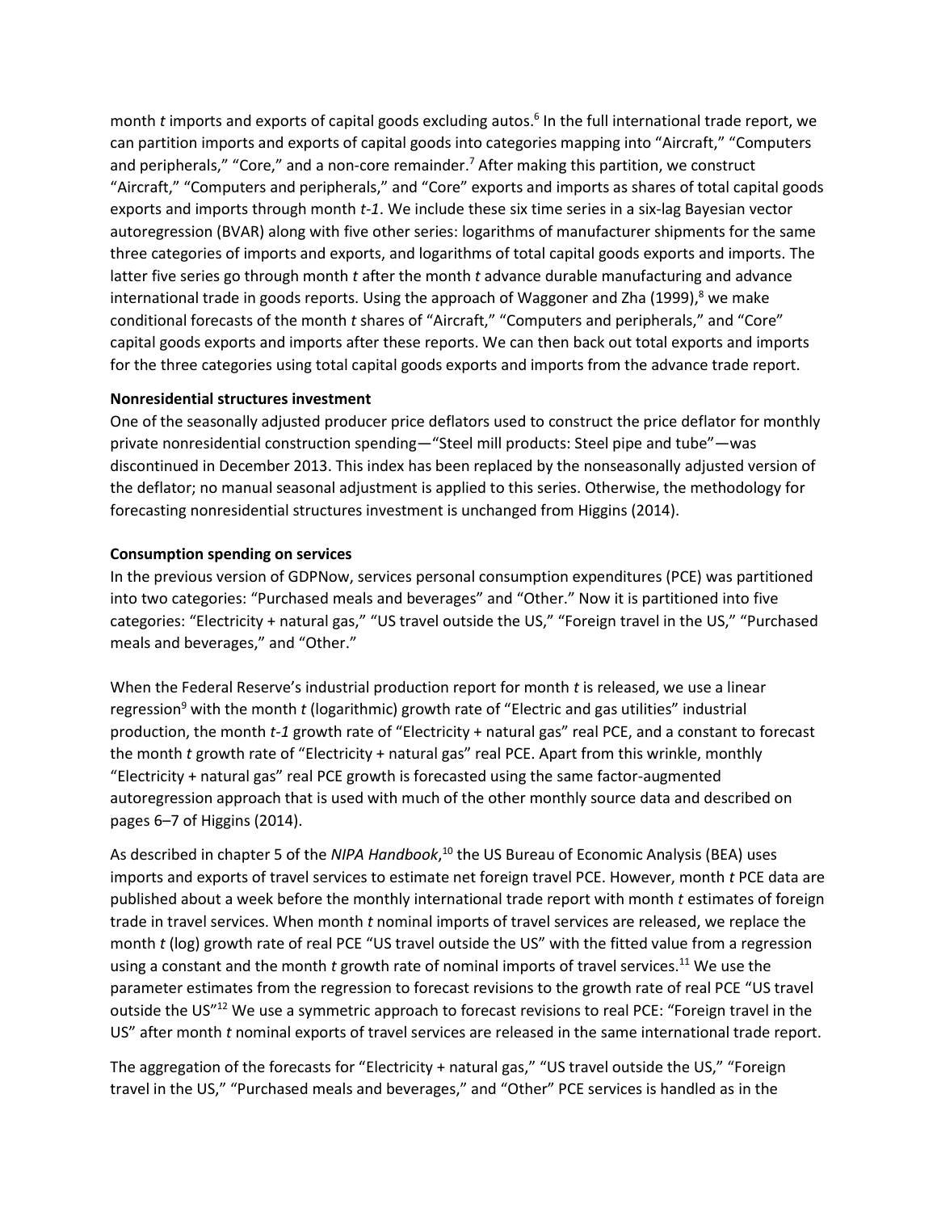month *t* imports and exports of capital goods excluding autos.[6] In the full international trade report, we can partition imports and exports of capital goods into categories mapping into "Aircraft," "Computers and peripherals," "Core," and a non-core remainder.[7] After making this partition, we construct "Aircraft," "Computers and peripherals," and "Core" exports and imports as shares of total capital goods exports and imports through month *t-1*. We include these six time series in a six-lag Bayesian vector autoregression (BVAR) along with five other series: logarithms of manufacturer shipments for the same three categories of imports and exports, and logarithms of total capital goods exports and imports. The latter five series go through month *t* after the month *t* advance durable manufacturing and advance international trade in goods reports. Using the approach of Waggoner and Zha (1999),[8] we make conditional forecasts of the month *t* shares of "Aircraft," "Computers and peripherals," and "Core" capital goods exports and imports after these reports. We can then back out total exports and imports for the three categories using total capital goods exports and imports from the advance trade report.

**Nonresidential structures investment**

One of the seasonally adjusted producer price deflators used to construct the price deflator for monthly private nonresidential construction spending—"Steel mill products: Steel pipe and tube"—was discontinued in December 2013. This index has been replaced by the nonseasonally adjusted version of the deflator; no manual seasonal adjustment is applied to this series. Otherwise, the methodology for forecasting nonresidential structures investment is unchanged from Higgins (2014).

**Consumption spending on services**

In the previous version of GDPNow, services personal consumption expenditures (PCE) was partitioned into two categories: "Purchased meals and beverages" and "Other." Now it is partitioned into five categories: "Electricity + natural gas," "US travel outside the US," "Foreign travel in the US," "Purchased meals and beverages," and "Other."

When the Federal Reserve's industrial production report for month *t* is released, we use a linear regression[9] with the month *t* (logarithmic) growth rate of "Electric and gas utilities" industrial production, the month *t-1* growth rate of "Electricity + natural gas" real PCE, and a constant to forecast the month *t* growth rate of "Electricity + natural gas" real PCE. Apart from this wrinkle, monthly "Electricity + natural gas" real PCE growth is forecasted using the same factor-augmented autoregression approach that is used with much of the other monthly source data and described on pages 6–7 of Higgins (2014).

As described in chapter 5 of the *NIPA Handbook*,[10] the US Bureau of Economic Analysis (BEA) uses imports and exports of travel services to estimate net foreign travel PCE. However, month *t* PCE data are published about a week before the monthly international trade report with month *t* estimates of foreign trade in travel services. When month *t* nominal imports of travel services are released, we replace the month *t* (log) growth rate of real PCE "US travel outside the US" with the fitted value from a regression using a constant and the month *t* growth rate of nominal imports of travel services.[11] We use the parameter estimates from the regression to forecast revisions to the growth rate of real PCE "US travel outside the US"[12] We use a symmetric approach to forecast revisions to real PCE: "Foreign travel in the US" after month *t* nominal exports of travel services are released in the same international trade report.

The aggregation of the forecasts for "Electricity + natural gas," "US travel outside the US," "Foreign travel in the US," "Purchased meals and beverages," and "Other" PCE services is handled as in the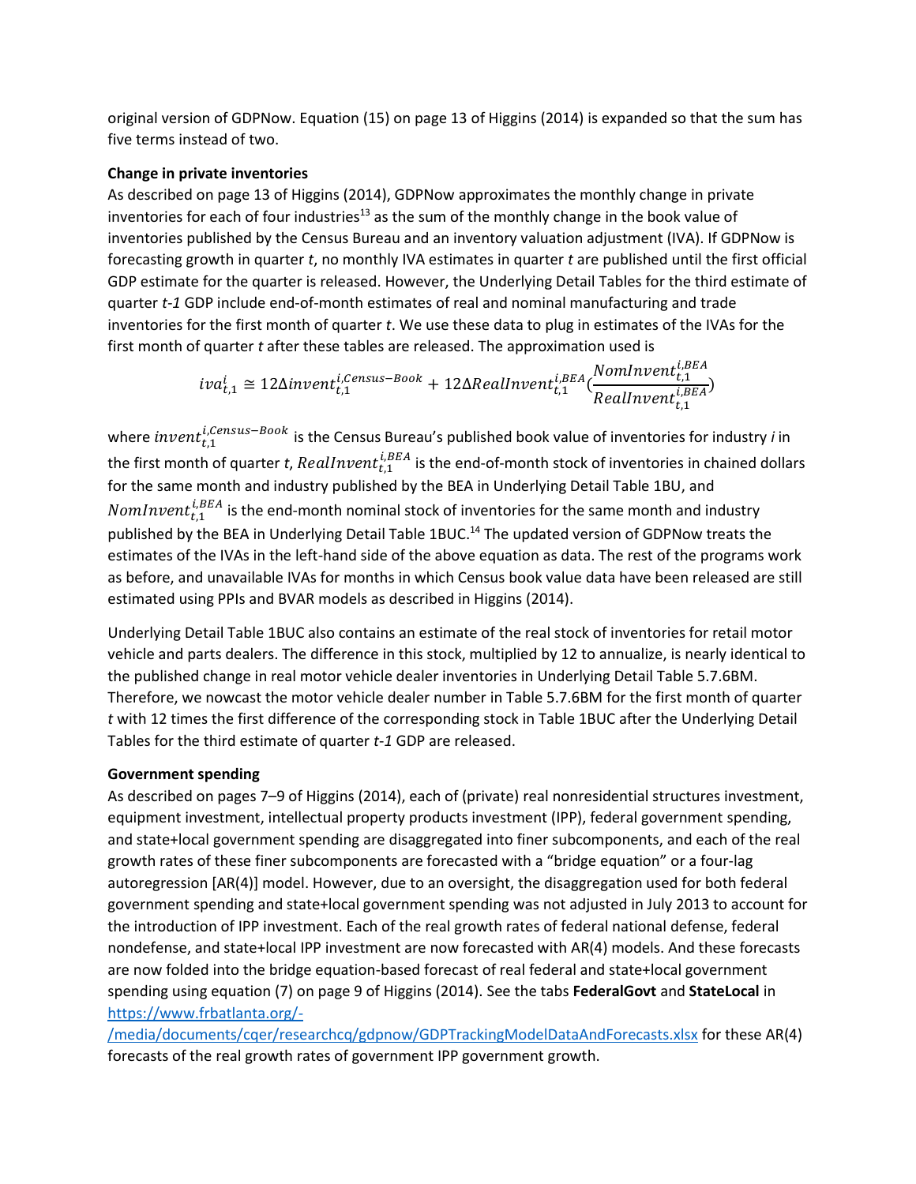original version of GDPNow. Equation (15) on page 13 of Higgins (2014) is expanded so that the sum has five terms instead of two.

**Change in private inventories**

As described on page 13 of Higgins (2014), GDPNow approximates the monthly change in private inventories for each of four industries[13] as the sum of the monthly change in the book value of inventories published by the Census Bureau and an inventory valuation adjustment (IVA). If GDPNow is forecasting growth in quarter *t*, no monthly IVA estimates in quarter *t* are published until the first official GDP estimate for the quarter is released. However, the Underlying Detail Tables for the third estimate of quarter *t-1* GDP include end-of-month estimates of real and nominal manufacturing and trade inventories for the first month of quarter *t*. We use these data to plug in estimates of the IVAs for the first month of quarter *t* after these tables are released. The approximation used is

$$iva_{t,1}^{i} \cong 12\Delta invent_{t,1}^{i,Census-Book} + 12\Delta RealInvent_{t,1}^{i,BEA}\left(\frac{NomInvent_{t,1}^{i,BEA}}{RealInvent_{t,1}^{i,BEA}}\right)$$

where $invent_{t,1}^{i,Census-Book}$ is the Census Bureau's published book value of inventories for industry *i* in the first month of quarter *t*, $RealInvent_{t,1}^{i,BEA}$ is the end-of-month stock of inventories in chained dollars for the same month and industry published by the BEA in Underlying Detail Table 1BU, and $NomInvent_{t,1}^{i,BEA}$ is the end-month nominal stock of inventories for the same month and industry published by the BEA in Underlying Detail Table 1BUC.[14] The updated version of GDPNow treats the estimates of the IVAs in the left-hand side of the above equation as data. The rest of the programs work as before, and unavailable IVAs for months in which Census book value data have been released are still estimated using PPIs and BVAR models as described in Higgins (2014).

Underlying Detail Table 1BUC also contains an estimate of the real stock of inventories for retail motor vehicle and parts dealers. The difference in this stock, multiplied by 12 to annualize, is nearly identical to the published change in real motor vehicle dealer inventories in Underlying Detail Table 5.7.6BM. Therefore, we nowcast the motor vehicle dealer number in Table 5.7.6BM for the first month of quarter *t* with 12 times the first difference of the corresponding stock in Table 1BUC after the Underlying Detail Tables for the third estimate of quarter *t-1* GDP are released.

**Government spending**

As described on pages 7–9 of Higgins (2014), each of (private) real nonresidential structures investment, equipment investment, intellectual property products investment (IPP), federal government spending, and state+local government spending are disaggregated into finer subcomponents, and each of the real growth rates of these finer subcomponents are forecasted with a "bridge equation" or a four-lag autoregression [AR(4)] model. However, due to an oversight, the disaggregation used for both federal government spending and state+local government spending was not adjusted in July 2013 to account for the introduction of IPP investment. Each of the real growth rates of federal national defense, federal nondefense, and state+local IPP investment are now forecasted with AR(4) models. And these forecasts are now folded into the bridge equation-based forecast of real federal and state+local government spending using equation (7) on page 9 of Higgins (2014). See the tabs **FederalGovt** and **StateLocal** in https://www.frbatlanta.org/-/media/documents/cqer/researchcq/gdpnow/GDPTrackingModelDataAndForecasts.xlsx for these AR(4) forecasts of the real growth rates of government IPP government growth.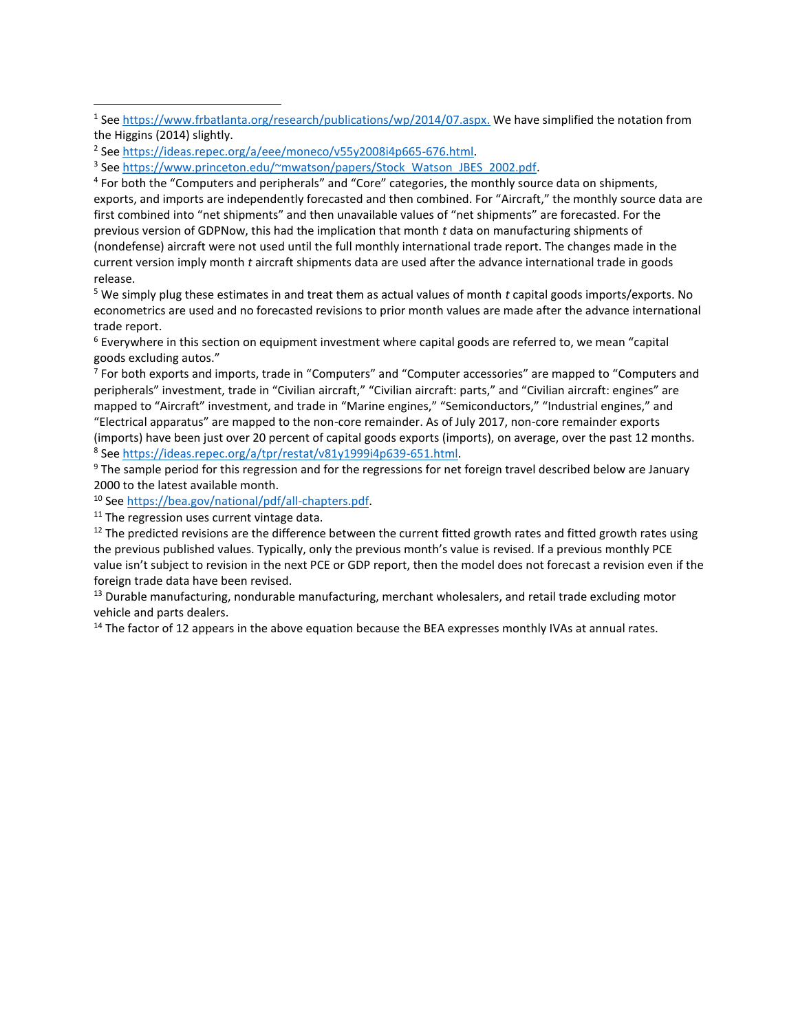[1] See https://www.frbatlanta.org/research/publications/wp/2014/07.aspx. We have simplified the notation from the Higgins (2014) slightly.

[2] See https://ideas.repec.org/a/eee/moneco/v55y2008i4p665-676.html.

[3] See https://www.princeton.edu/~mwatson/papers/Stock_Watson_JBES_2002.pdf.

[4] For both the "Computers and peripherals" and "Core" categories, the monthly source data on shipments, exports, and imports are independently forecasted and then combined. For "Aircraft," the monthly source data are first combined into "net shipments" and then unavailable values of "net shipments" are forecasted. For the previous version of GDPNow, this had the implication that month $t$ data on manufacturing shipments of (nondefense) aircraft were not used until the full monthly international trade report. The changes made in the current version imply month $t$ aircraft shipments data are used after the advance international trade in goods release.

[5] We simply plug these estimates in and treat them as actual values of month $t$ capital goods imports/exports. No econometrics are used and no forecasted revisions to prior month values are made after the advance international trade report.

[6] Everywhere in this section on equipment investment where capital goods are referred to, we mean "capital goods excluding autos."

[7] For both exports and imports, trade in "Computers" and "Computer accessories" are mapped to "Computers and peripherals" investment, trade in "Civilian aircraft," "Civilian aircraft: parts," and "Civilian aircraft: engines" are mapped to "Aircraft" investment, and trade in "Marine engines," "Semiconductors," "Industrial engines," and "Electrical apparatus" are mapped to the non-core remainder. As of July 2017, non-core remainder exports (imports) have been just over 20 percent of capital goods exports (imports), on average, over the past 12 months.

[8] See https://ideas.repec.org/a/tpr/restat/v81y1999i4p639-651.html.

[9] The sample period for this regression and for the regressions for net foreign travel described below are January 2000 to the latest available month.

[10] See https://bea.gov/national/pdf/all-chapters.pdf.

[11] The regression uses current vintage data.

[12] The predicted revisions are the difference between the current fitted growth rates and fitted growth rates using the previous published values. Typically, only the previous month's value is revised. If a previous monthly PCE value isn't subject to revision in the next PCE or GDP report, then the model does not forecast a revision even if the foreign trade data have been revised.

[13] Durable manufacturing, nondurable manufacturing, merchant wholesalers, and retail trade excluding motor vehicle and parts dealers.

[14] The factor of 12 appears in the above equation because the BEA expresses monthly IVAs at annual rates.